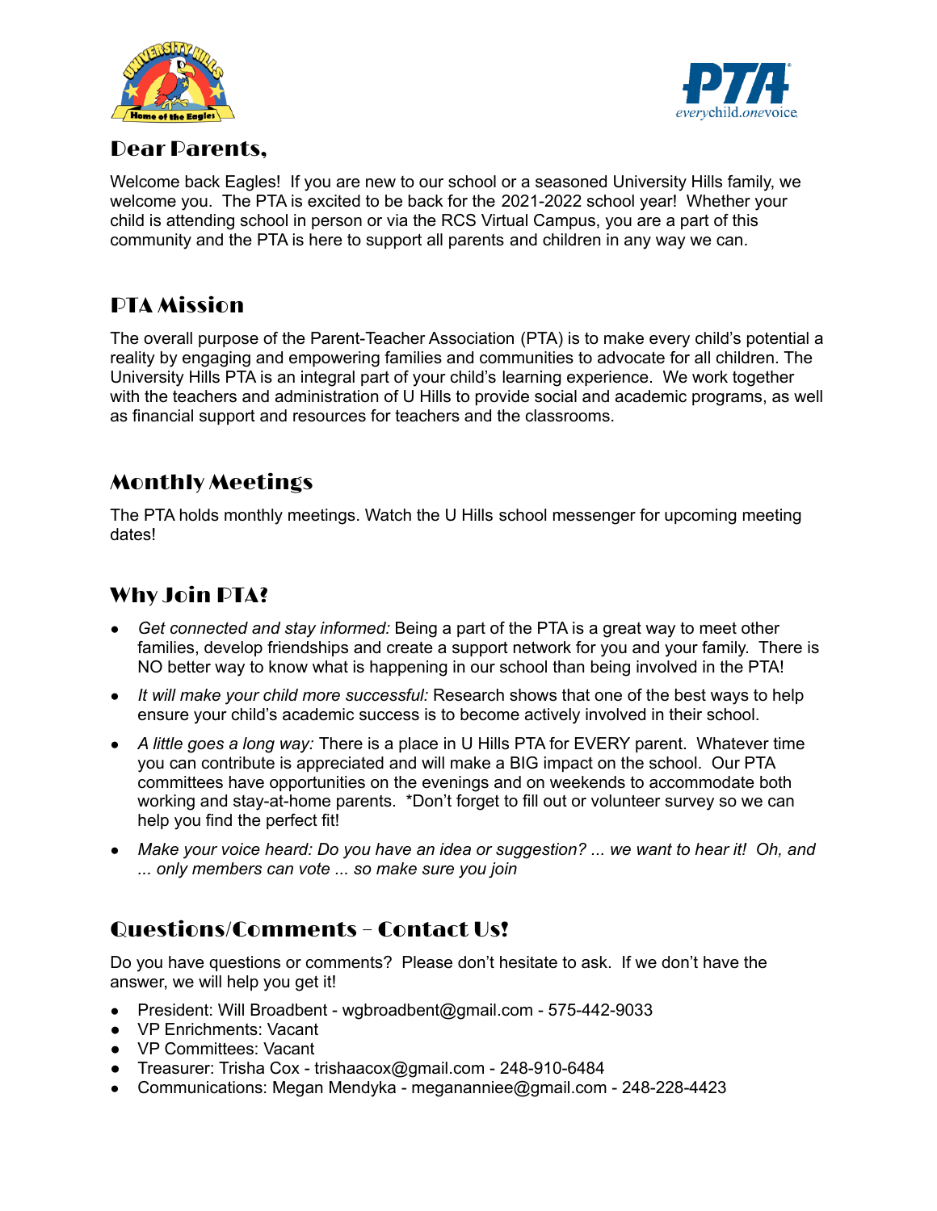## Dear Parents,

Welcome back Eagles! If you are new to our school or a seasoned University Hills family, we welcome you. The PTA is excited to be back for the 2021-2022 school year! Whether your child is attending school in person or via the RCS Virtual Campus, you are a part of this community and the PTA is here to support all parents and children in any way we can.

## PTA Mission

The overall purpose of the Parent-Teacher Association (PTA) is to make every child's potential a reality by engaging and empowering families and communities to advocate for all children. The University Hills PTA is an integral part of your child's learning experience. We work together with the teachers and administration of U Hills to provide social and academic programs, as well as financial support and resources for teachers and the classrooms.

## Monthly Meetings

The PTA holds monthly meetings. Watch the U Hills school messenger for upcoming meeting dates!

## Why Join PTA?

- *Get connected and stay informed:* Being a part of the PTA is a great way to meet other families, develop friendships and create a support network for you and your family. There is NO better way to know what is happening in our school than being involved in the PTA!
- *It will make your child more successful:* Research shows that one of the best ways to help ensure your child's academic success is to become actively involved in their school.
- *A little goes a long way:* There is a place in U Hills PTA for EVERY parent. Whatever time you can contribute is appreciated and will make a BIG impact on the school. Our PTA committees have opportunities on the evenings and on weekends to accommodate both working and stay-at-home parents. *Don't forget to fill out or volunteer survey so we can help you find the perfect fit!
- *Make your voice heard: Do you have an idea or suggestion? ... we want to hear it! Oh, and ... only members can vote ... so make sure you join*

## Questions/Comments - Contact Us!

Do you have questions or comments? Please don't hesitate to ask. If we don't have the answer, we will help you get it!

- President: Will Broadbent - wgbroadbent@gmail.com - 575-442-9033
- VP Enrichments: Vacant
- VP Committees: Vacant
- Treasurer: Trisha Cox - trishaacox@gmail.com - 248-910-6484
- Communications: Megan Mendyka - megananniee@gmail.com - 248-228-4423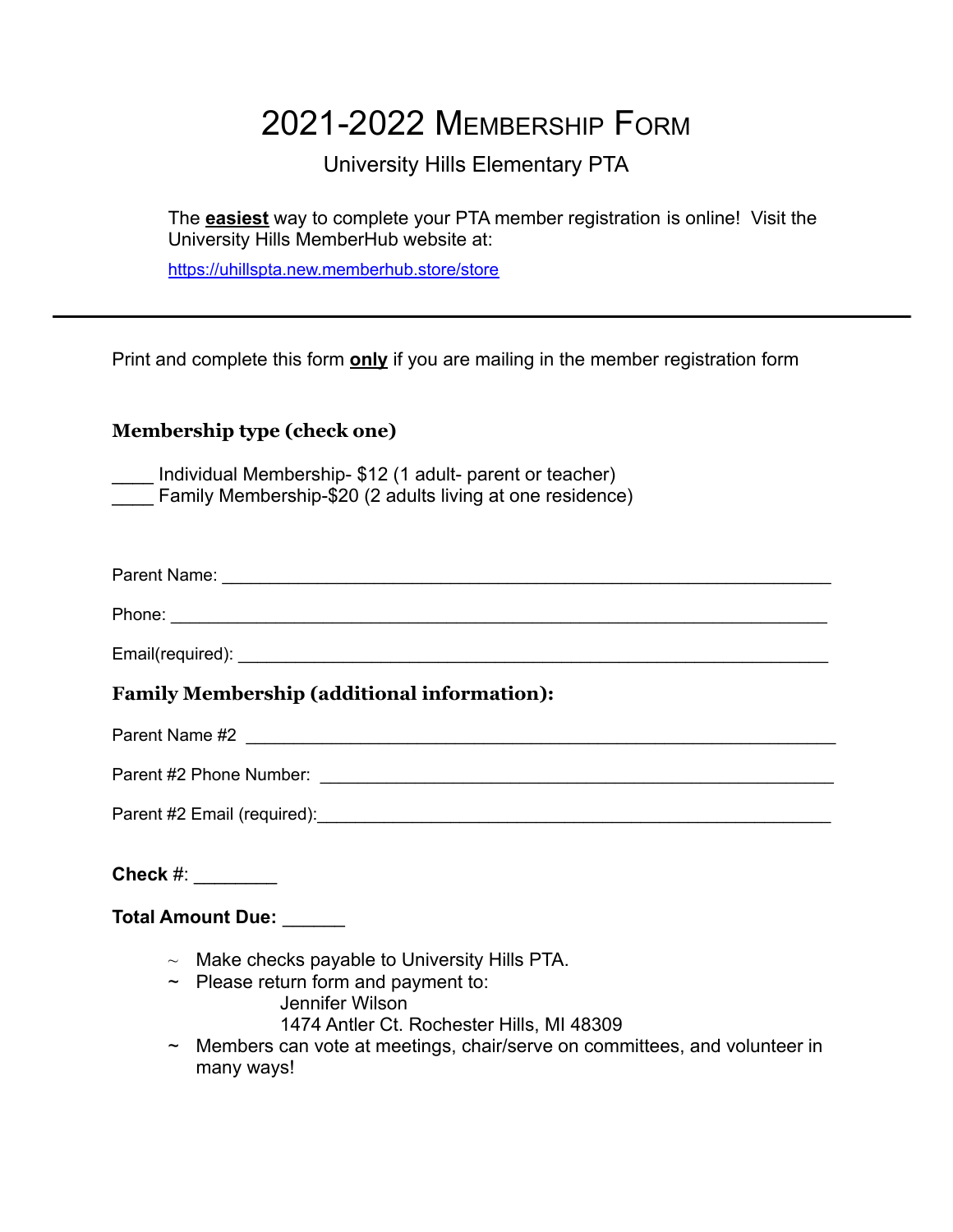# 2021-2022 Membership Form

## University Hills Elementary PTA

The **easiest** way to complete your PTA member registration is online! Visit the University Hills MemberHub website at:

https://uhillspta.new.memberhub.store/store

---

Print and complete this form **only** if you are mailing in the member registration form

### Membership type (check one)

____ Individual Membership- $12 (1 adult- parent or teacher)
____ Family Membership-$20 (2 adults living at one residence)

Parent Name: ________________________________________________________________

Phone: ____________________________________________________________________

Email(required): ______________________________________________________________

### Family Membership (additional information):

Parent Name #2 ______________________________________________________________

Parent #2 Phone Number: ______________________________________________________

Parent #2 Email (required):______________________________________________________

**Check #**: ________

**Total Amount Due:** ______

- ~ Make checks payable to University Hills PTA.
- ~ Please return form and payment to:
  Jennifer Wilson
  1474 Antler Ct. Rochester Hills, MI 48309
- ~ Members can vote at meetings, chair/serve on committees, and volunteer in many ways!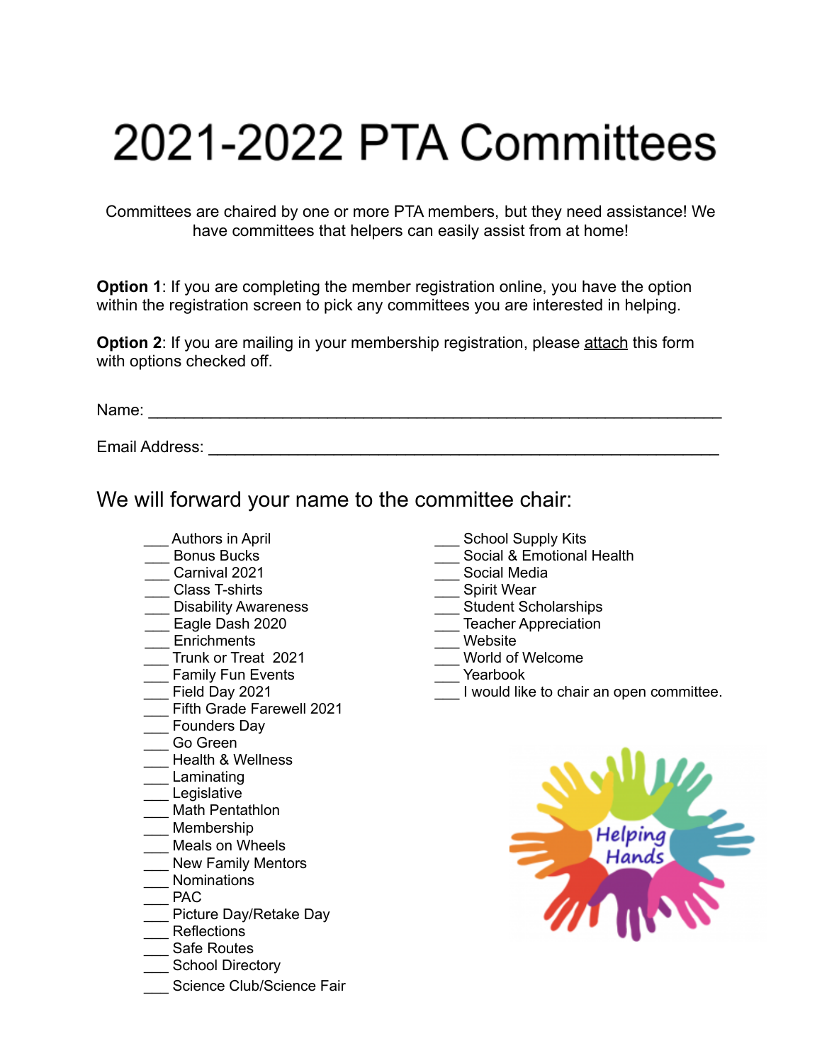# 2021-2022 PTA Committees

Committees are chaired by one or more PTA members, but they need assistance! We have committees that helpers can easily assist from at home!

**Option 1**: If you are completing the member registration online, you have the option within the registration screen to pick any committees you are interested in helping.

**Option 2**: If you are mailing in your membership registration, please attach this form with options checked off.

Name: ____________________________________________________________

Email Address: _____________________________________________________

## We will forward your name to the committee chair:

- ___ Authors in April
- ___ Bonus Bucks
- ___ Carnival 2021
- ___ Class T-shirts
- ___ Disability Awareness
- ___ Eagle Dash 2020
- ___ Enrichments
- ___ Trunk or Treat 2021
- ___ Family Fun Events
- ___ Field Day 2021
- ___ Fifth Grade Farewell 2021
- ___ Founders Day
- ___ Go Green
- ___ Health & Wellness
- ___ Laminating
- ___ Legislative
- ___ Math Pentathlon
- ___ Membership
- ___ Meals on Wheels
- ___ New Family Mentors
- ___ Nominations
- ___ PAC
- ___ Picture Day/Retake Day
- ___ Reflections
- ___ Safe Routes
- ___ School Directory
- ___ Science Club/Science Fair
- ___ School Supply Kits
- ___ Social & Emotional Health
- ___ Social Media
- ___ Spirit Wear
- ___ Student Scholarships
- ___ Teacher Appreciation
- ___ Website
- ___ World of Welcome
- ___ Yearbook
- ___ I would like to chair an open committee.

Helping Hands